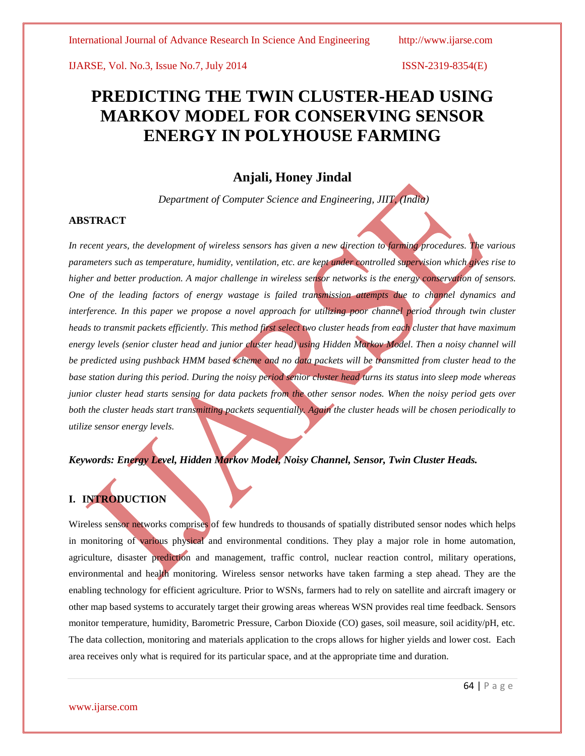# PREDICTING THE TWIN CLUSTER-HEAD USING MARKOV MODEL FOR CONSERVING SENSOR ENERGY IN POLYHOUSE FARMING

## Anjali, Honey Jindal

*Department of Computer Science and Engineering, JIIT, (India)*

### ABSTRACT

*In recent years, the development of wireless sensors has given a new direction to farming procedures. The various parameters such as temperature, humidity, ventilation, etc. are kept under controlled supervision which gives rise to higher and better production. A major challenge in wireless sensor networks is the energy conservation of sensors. One of the leading factors of energy wastage is failed transmission attempts due to channel dynamics and interference. In this paper we propose a novel approach for utilizing poor channel period through twin cluster heads to transmit packets efficiently. This method first select two cluster heads from each cluster that have maximum energy levels (senior cluster head and junior cluster head) using Hidden Markov Model. Then a noisy channel will be predicted using pushback HMM based scheme and no data packets will be transmitted from cluster head to the base station during this period. During the noisy period senior cluster head turns its status into sleep mode whereas junior cluster head starts sensing for data packets from the other sensor nodes. When the noisy period gets over both the cluster heads start transmitting packets sequentially. Again the cluster heads will be chosen periodically to utilize sensor energy levels.*

***Keywords: Energy Level, Hidden Markov Model, Noisy Channel, Sensor, Twin Cluster Heads.***

### I. INTRODUCTION

Wireless sensor networks comprises of few hundreds to thousands of spatially distributed sensor nodes which helps in monitoring of various physical and environmental conditions. They play a major role in home automation, agriculture, disaster prediction and management, traffic control, nuclear reaction control, military operations, environmental and health monitoring. Wireless sensor networks have taken farming a step ahead. They are the enabling technology for efficient agriculture. Prior to WSNs, farmers had to rely on satellite and aircraft imagery or other map based systems to accurately target their growing areas whereas WSN provides real time feedback. Sensors monitor temperature, humidity, Barometric Pressure, Carbon Dioxide (CO) gases, soil measure, soil acidity/pH, etc. The data collection, monitoring and materials application to the crops allows for higher yields and lower cost. Each area receives only what is required for its particular space, and at the appropriate time and duration.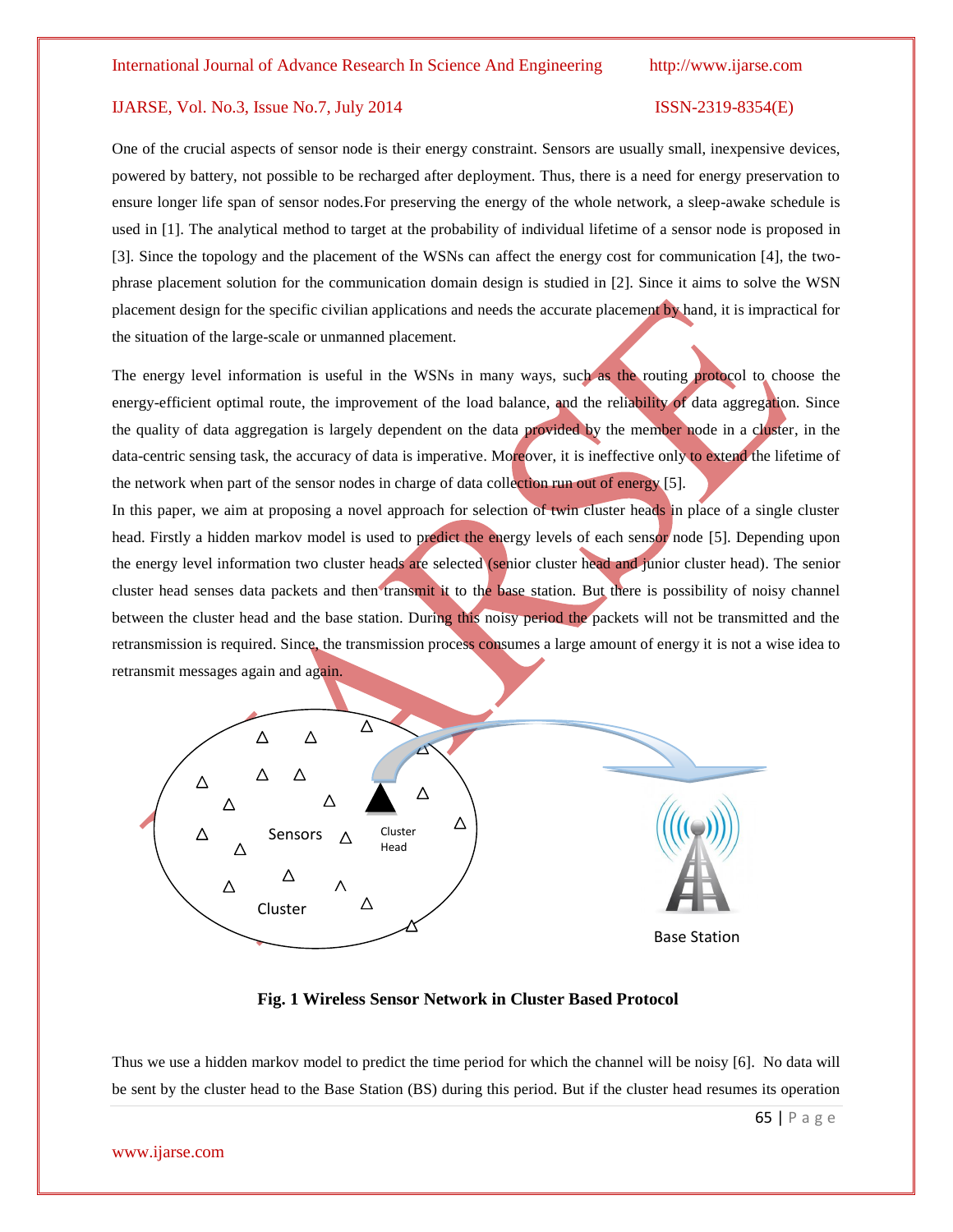One of the crucial aspects of sensor node is their energy constraint. Sensors are usually small, inexpensive devices, powered by battery, not possible to be recharged after deployment. Thus, there is a need for energy preservation to ensure longer life span of sensor nodes.For preserving the energy of the whole network, a sleep-awake schedule is used in [1]. The analytical method to target at the probability of individual lifetime of a sensor node is proposed in [3]. Since the topology and the placement of the WSNs can affect the energy cost for communication [4], the two-phrase placement solution for the communication domain design is studied in [2]. Since it aims to solve the WSN placement design for the specific civilian applications and needs the accurate placement by hand, it is impractical for the situation of the large-scale or unmanned placement.

The energy level information is useful in the WSNs in many ways, such as the routing protocol to choose the energy-efficient optimal route, the improvement of the load balance, and the reliability of data aggregation. Since the quality of data aggregation is largely dependent on the data provided by the member node in a cluster, in the data-centric sensing task, the accuracy of data is imperative. Moreover, it is ineffective only to extend the lifetime of the network when part of the sensor nodes in charge of data collection run out of energy [5].

In this paper, we aim at proposing a novel approach for selection of twin cluster heads in place of a single cluster head. Firstly a hidden markov model is used to predict the energy levels of each sensor node [5]. Depending upon the energy level information two cluster heads are selected (senior cluster head and junior cluster head). The senior cluster head senses data packets and then transmit it to the base station. But there is possibility of noisy channel between the cluster head and the base station. During this noisy period the packets will not be transmitted and the retransmission is required. Since, the transmission process consumes a large amount of energy it is not a wise idea to retransmit messages again and again.

**Fig. 1 Wireless Sensor Network in Cluster Based Protocol**

Thus we use a hidden markov model to predict the time period for which the channel will be noisy [6]. No data will be sent by the cluster head to the Base Station (BS) during this period. But if the cluster head resumes its operation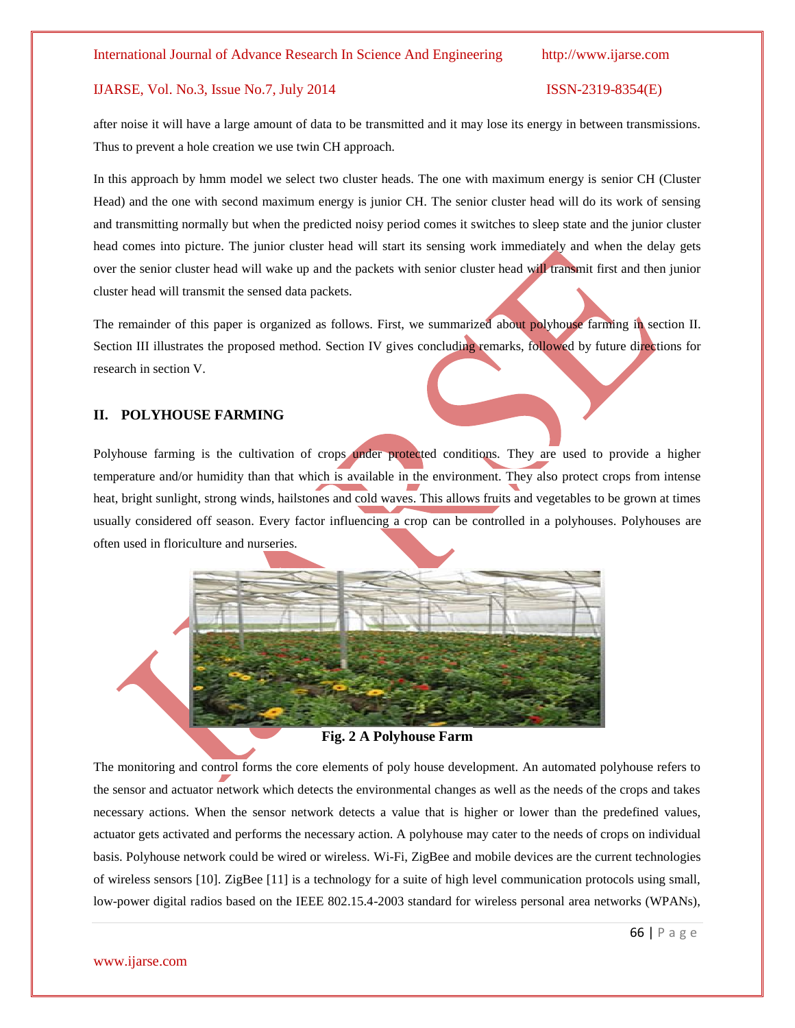after noise it will have a large amount of data to be transmitted and it may lose its energy in between transmissions. Thus to prevent a hole creation we use twin CH approach.

In this approach by hmm model we select two cluster heads. The one with maximum energy is senior CH (Cluster Head) and the one with second maximum energy is junior CH. The senior cluster head will do its work of sensing and transmitting normally but when the predicted noisy period comes it switches to sleep state and the junior cluster head comes into picture. The junior cluster head will start its sensing work immediately and when the delay gets over the senior cluster head will wake up and the packets with senior cluster head will transmit first and then junior cluster head will transmit the sensed data packets.

The remainder of this paper is organized as follows. First, we summarized about polyhouse farming in section II. Section III illustrates the proposed method. Section IV gives concluding remarks, followed by future directions for research in section V.

## II. POLYHOUSE FARMING

Polyhouse farming is the cultivation of crops under protected conditions. They are used to provide a higher temperature and/or humidity than that which is available in the environment. They also protect crops from intense heat, bright sunlight, strong winds, hailstones and cold waves. This allows fruits and vegetables to be grown at times usually considered off season. Every factor influencing a crop can be controlled in a polyhouses. Polyhouses are often used in floriculture and nurseries.

**Fig. 2 A Polyhouse Farm**

The monitoring and control forms the core elements of poly house development. An automated polyhouse refers to the sensor and actuator network which detects the environmental changes as well as the needs of the crops and takes necessary actions. When the sensor network detects a value that is higher or lower than the predefined values, actuator gets activated and performs the necessary action. A polyhouse may cater to the needs of crops on individual basis. Polyhouse network could be wired or wireless. Wi-Fi, ZigBee and mobile devices are the current technologies of wireless sensors [10]. ZigBee [11] is a technology for a suite of high level communication protocols using small, low-power digital radios based on the IEEE 802.15.4-2003 standard for wireless personal area networks (WPANs),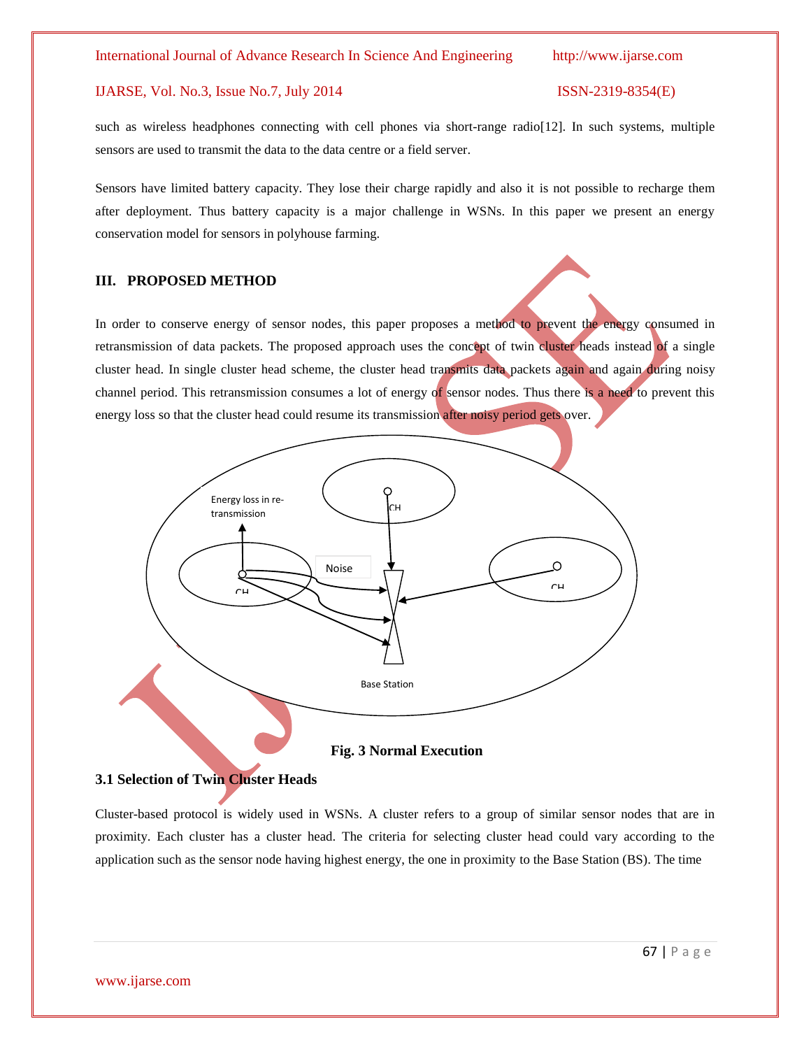such as wireless headphones connecting with cell phones via short-range radio[12]. In such systems, multiple sensors are used to transmit the data to the data centre or a field server.

Sensors have limited battery capacity. They lose their charge rapidly and also it is not possible to recharge them after deployment. Thus battery capacity is a major challenge in WSNs. In this paper we present an energy conservation model for sensors in polyhouse farming.

## III. PROPOSED METHOD

In order to conserve energy of sensor nodes, this paper proposes a method to prevent the energy consumed in retransmission of data packets. The proposed approach uses the concept of twin cluster heads instead of a single cluster head. In single cluster head scheme, the cluster head transmits data packets again and again during noisy channel period. This retransmission consumes a lot of energy of sensor nodes. Thus there is a need to prevent this energy loss so that the cluster head could resume its transmission after noisy period gets over.

**Fig. 3 Normal Execution**

### 3.1 Selection of Twin Cluster Heads

Cluster-based protocol is widely used in WSNs. A cluster refers to a group of similar sensor nodes that are in proximity. Each cluster has a cluster head. The criteria for selecting cluster head could vary according to the application such as the sensor node having highest energy, the one in proximity to the Base Station (BS). The time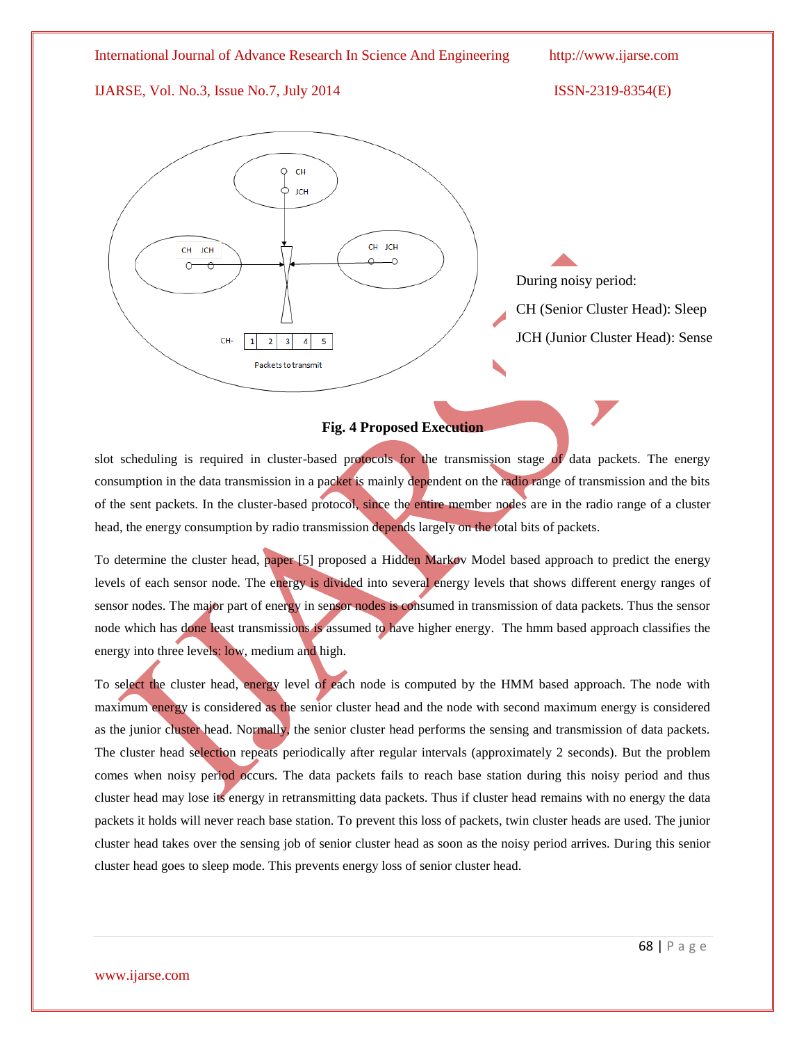During noisy period:

CH (Senior Cluster Head): Sleep

JCH (Junior Cluster Head): Sense

**Fig. 4 Proposed Execution**

slot scheduling is required in cluster-based protocols for the transmission stage of data packets. The energy consumption in the data transmission in a packet is mainly dependent on the radio range of transmission and the bits of the sent packets. In the cluster-based protocol, since the entire member nodes are in the radio range of a cluster head, the energy consumption by radio transmission depends largely on the total bits of packets.

To determine the cluster head, paper [5] proposed a Hidden Markov Model based approach to predict the energy levels of each sensor node. The energy is divided into several energy levels that shows different energy ranges of sensor nodes. The major part of energy in sensor nodes is consumed in transmission of data packets. Thus the sensor node which has done least transmissions is assumed to have higher energy. The hmm based approach classifies the energy into three levels: low, medium and high.

To select the cluster head, energy level of each node is computed by the HMM based approach. The node with maximum energy is considered as the senior cluster head and the node with second maximum energy is considered as the junior cluster head. Normally, the senior cluster head performs the sensing and transmission of data packets. The cluster head selection repeats periodically after regular intervals (approximately 2 seconds). But the problem comes when noisy period occurs. The data packets fails to reach base station during this noisy period and thus cluster head may lose its energy in retransmitting data packets. Thus if cluster head remains with no energy the data packets it holds will never reach base station. To prevent this loss of packets, twin cluster heads are used. The junior cluster head takes over the sensing job of senior cluster head as soon as the noisy period arrives. During this senior cluster head goes to sleep mode. This prevents energy loss of senior cluster head.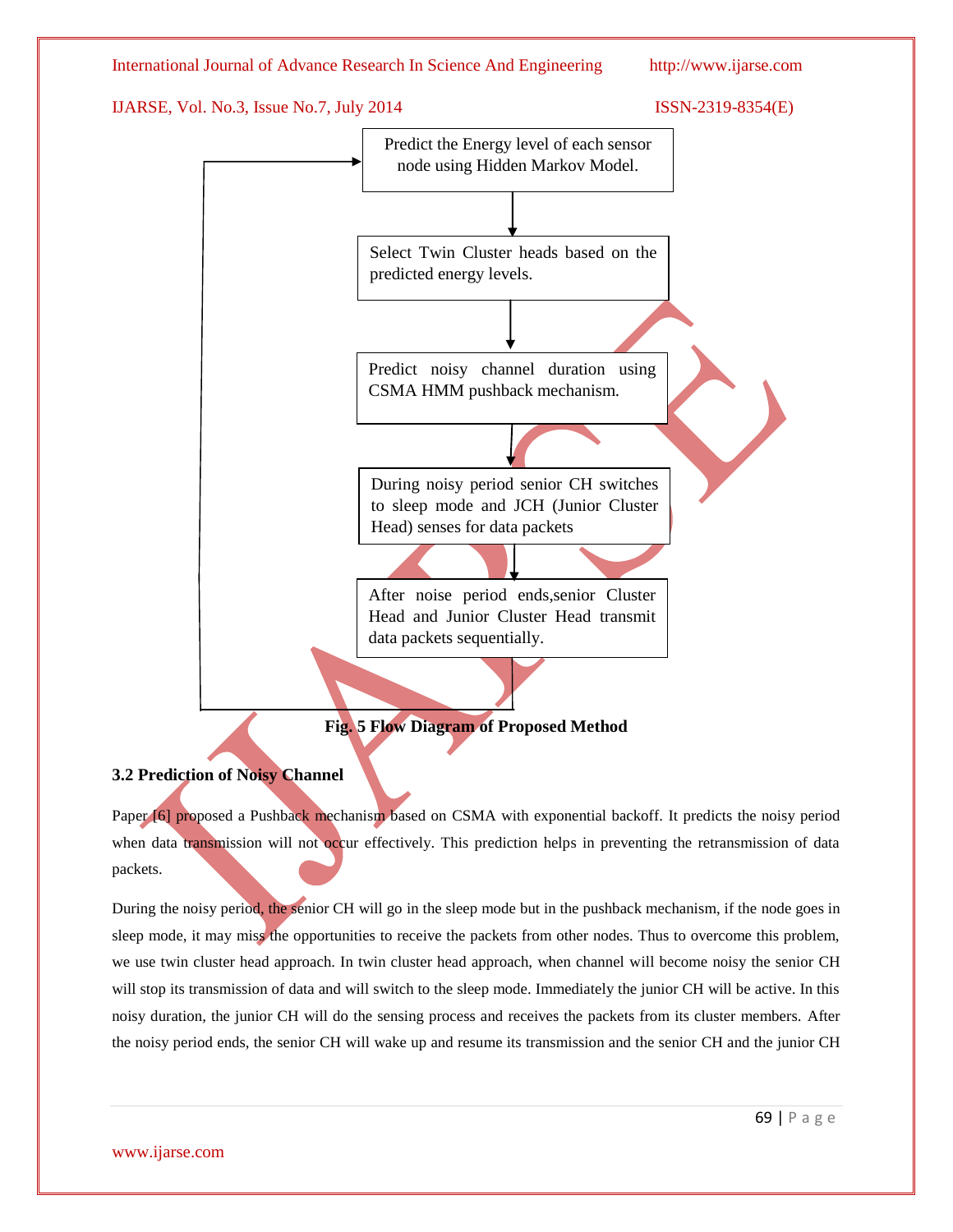Predict the Energy level of each sensor node using Hidden Markov Model.

Select Twin Cluster heads based on the predicted energy levels.

Predict noisy channel duration using CSMA HMM pushback mechanism.

During noisy period senior CH switches to sleep mode and JCH (Junior Cluster Head) senses for data packets

After noise period ends,senior Cluster Head and Junior Cluster Head transmit data packets sequentially.

**Fig. 5 Flow Diagram of Proposed Method**

### 3.2 Prediction of Noisy Channel

Paper [6] proposed a Pushback mechanism based on CSMA with exponential backoff. It predicts the noisy period when data transmission will not occur effectively. This prediction helps in preventing the retransmission of data packets.

During the noisy period, the senior CH will go in the sleep mode but in the pushback mechanism, if the node goes in sleep mode, it may miss the opportunities to receive the packets from other nodes. Thus to overcome this problem, we use twin cluster head approach. In twin cluster head approach, when channel will become noisy the senior CH will stop its transmission of data and will switch to the sleep mode. Immediately the junior CH will be active. In this noisy duration, the junior CH will do the sensing process and receives the packets from its cluster members. After the noisy period ends, the senior CH will wake up and resume its transmission and the senior CH and the junior CH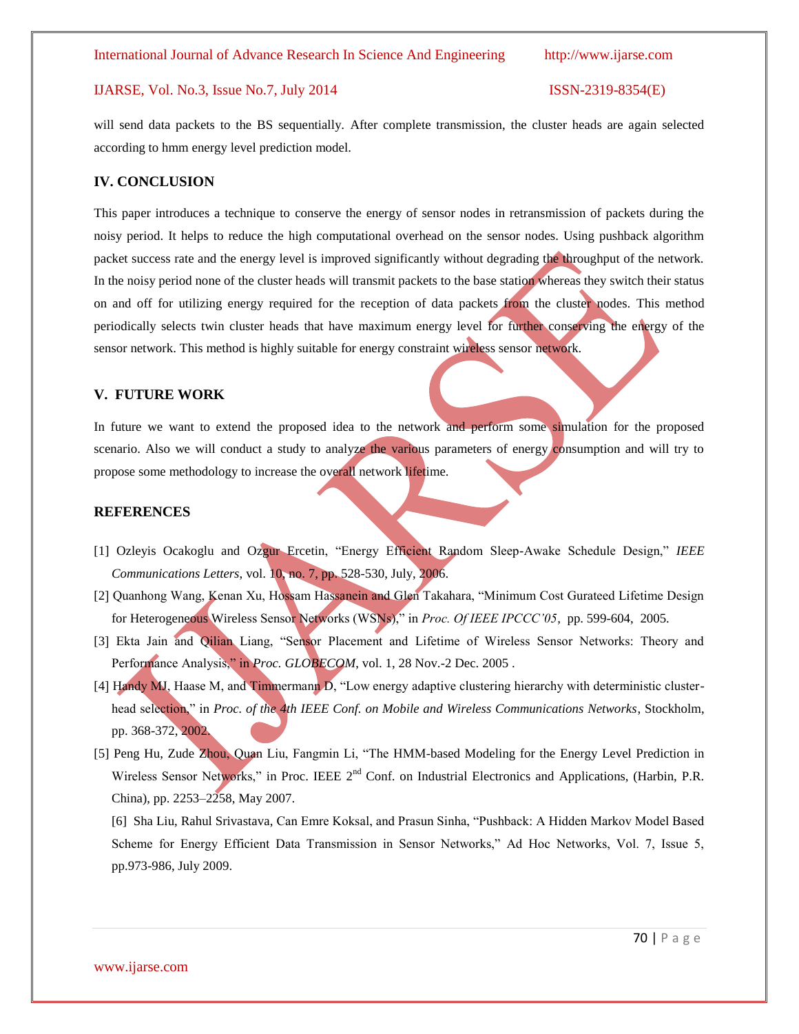will send data packets to the BS sequentially. After complete transmission, the cluster heads are again selected according to hmm energy level prediction model.

## IV. CONCLUSION

This paper introduces a technique to conserve the energy of sensor nodes in retransmission of packets during the noisy period. It helps to reduce the high computational overhead on the sensor nodes. Using pushback algorithm packet success rate and the energy level is improved significantly without degrading the throughput of the network. In the noisy period none of the cluster heads will transmit packets to the base station whereas they switch their status on and off for utilizing energy required for the reception of data packets from the cluster nodes. This method periodically selects twin cluster heads that have maximum energy level for further conserving the energy of the sensor network. This method is highly suitable for energy constraint wireless sensor network.

## V. FUTURE WORK

In future we want to extend the proposed idea to the network and perform some simulation for the proposed scenario. Also we will conduct a study to analyze the various parameters of energy consumption and will try to propose some methodology to increase the overall network lifetime.

## REFERENCES

[1] Ozleyis Ocakoglu and Ozgur Ercetin, "Energy Efficient Random Sleep-Awake Schedule Design," *IEEE Communications Letters*, vol. 10, no. 7, pp. 528-530, July, 2006.

[2] Quanhong Wang, Kenan Xu, Hossam Hassanein and Glen Takahara, "Minimum Cost Gurateed Lifetime Design for Heterogeneous Wireless Sensor Networks (WSNs)," in *Proc. Of IEEE IPCCC'05*, pp. 599-604, 2005.

[3] Ekta Jain and Qilian Liang, "Sensor Placement and Lifetime of Wireless Sensor Networks: Theory and Performance Analysis," in *Proc. GLOBECOM*, vol. 1, 28 Nov.-2 Dec. 2005 .

[4] Handy MJ, Haase M, and Timmermann D, "Low energy adaptive clustering hierarchy with deterministic cluster-head selection," in *Proc. of the 4th IEEE Conf. on Mobile and Wireless Communications Networks*, Stockholm, pp. 368-372, 2002.

[5] Peng Hu, Zude Zhou, Quan Liu, Fangmin Li, "The HMM-based Modeling for the Energy Level Prediction in Wireless Sensor Networks," in Proc. IEEE 2nd Conf. on Industrial Electronics and Applications, (Harbin, P.R. China), pp. 2253–2258, May 2007.

[6] Sha Liu, Rahul Srivastava, Can Emre Koksal, and Prasun Sinha, "Pushback: A Hidden Markov Model Based Scheme for Energy Efficient Data Transmission in Sensor Networks," Ad Hoc Networks, Vol. 7, Issue 5, pp.973-986, July 2009.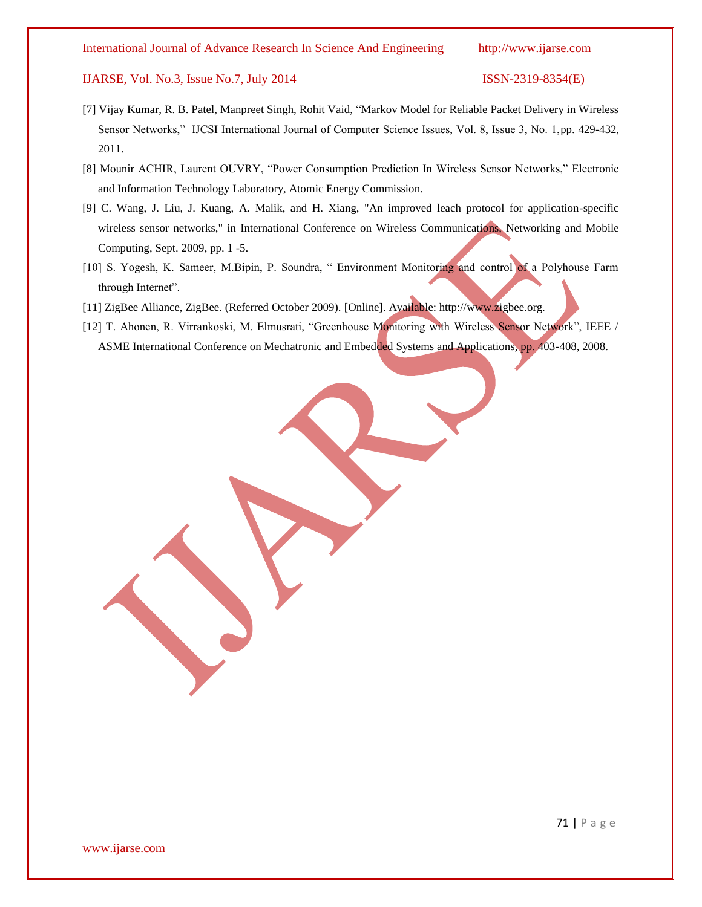[7] Vijay Kumar, R. B. Patel, Manpreet Singh, Rohit Vaid, "Markov Model for Reliable Packet Delivery in Wireless Sensor Networks," IJCSI International Journal of Computer Science Issues, Vol. 8, Issue 3, No. 1,pp. 429-432, 2011.

[8] Mounir ACHIR, Laurent OUVRY, "Power Consumption Prediction In Wireless Sensor Networks," Electronic and Information Technology Laboratory, Atomic Energy Commission.

[9] C. Wang, J. Liu, J. Kuang, A. Malik, and H. Xiang, "An improved leach protocol for application-specific wireless sensor networks," in International Conference on Wireless Communications, Networking and Mobile Computing, Sept. 2009, pp. 1 -5.

[10] S. Yogesh, K. Sameer, M.Bipin, P. Soundra, " Environment Monitoring and control of a Polyhouse Farm through Internet".

[11] ZigBee Alliance, ZigBee. (Referred October 2009). [Online]. Available: http://www.zigbee.org.

[12] T. Ahonen, R. Virrankoski, M. Elmusrati, "Greenhouse Monitoring with Wireless Sensor Network", IEEE / ASME International Conference on Mechatronic and Embedded Systems and Applications, pp. 403-408, 2008.